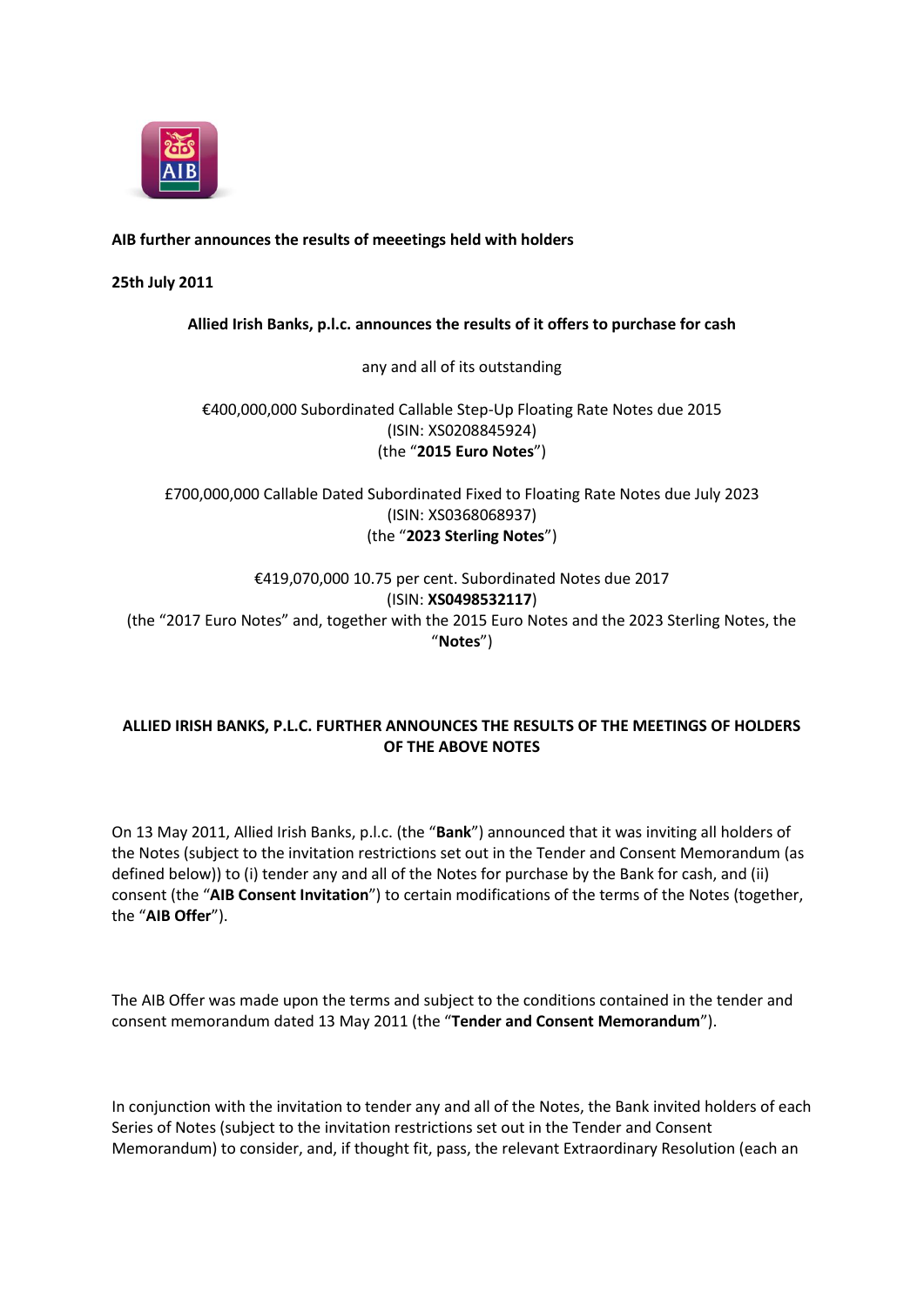**AIB further announces the results of meeetings held with holders**

**25th July 2011**

**Allied Irish Banks, p.l.c. announces the results of it offers to purchase for cash**

any and all of its outstanding

€400,000,000 Subordinated Callable Step-Up Floating Rate Notes due 2015
(ISIN: XS0208845924)
(the "**2015 Euro Notes**")

£700,000,000 Callable Dated Subordinated Fixed to Floating Rate Notes due July 2023
(ISIN: XS0368068937)
(the "**2023 Sterling Notes**")

€419,070,000 10.75 per cent. Subordinated Notes due 2017
(ISIN: **XS0498532117**)
(the "2017 Euro Notes" and, together with the 2015 Euro Notes and the 2023 Sterling Notes, the "**Notes**")

**ALLIED IRISH BANKS, P.L.C. FURTHER ANNOUNCES THE RESULTS OF THE MEETINGS OF HOLDERS OF THE ABOVE NOTES**

On 13 May 2011, Allied Irish Banks, p.l.c. (the "**Bank**") announced that it was inviting all holders of the Notes (subject to the invitation restrictions set out in the Tender and Consent Memorandum (as defined below)) to (i) tender any and all of the Notes for purchase by the Bank for cash, and (ii) consent (the "**AIB Consent Invitation**") to certain modifications of the terms of the Notes (together, the "**AIB Offer**").

The AIB Offer was made upon the terms and subject to the conditions contained in the tender and consent memorandum dated 13 May 2011 (the "**Tender and Consent Memorandum**").

In conjunction with the invitation to tender any and all of the Notes, the Bank invited holders of each Series of Notes (subject to the invitation restrictions set out in the Tender and Consent Memorandum) to consider, and, if thought fit, pass, the relevant Extraordinary Resolution (each an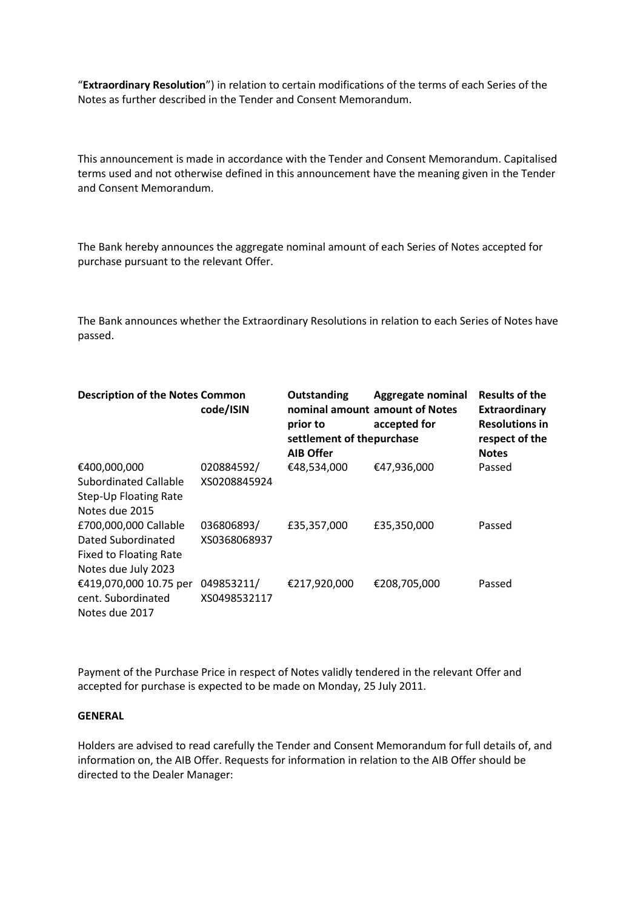"**Extraordinary Resolution**") in relation to certain modifications of the terms of each Series of the Notes as further described in the Tender and Consent Memorandum.

This announcement is made in accordance with the Tender and Consent Memorandum. Capitalised terms used and not otherwise defined in this announcement have the meaning given in the Tender and Consent Memorandum.

The Bank hereby announces the aggregate nominal amount of each Series of Notes accepted for purchase pursuant to the relevant Offer.

The Bank announces whether the Extraordinary Resolutions in relation to each Series of Notes have passed.

| Description of the Notes | Common code/ISIN | Outstanding nominal amount prior to settlement of the AIB Offer | Aggregate nominal amount of Notes accepted for purchase | Results of the Extraordinary Resolutions in respect of the Notes |
|---|---|---|---|---|
| €400,000,000 Subordinated Callable Step-Up Floating Rate Notes due 2015 | 020884592/ XS0208845924 | €48,534,000 | €47,936,000 | Passed |
| £700,000,000 Callable Dated Subordinated Fixed to Floating Rate Notes due July 2023 | 036806893/ XS0368068937 | £35,357,000 | £35,350,000 | Passed |
| €419,070,000 10.75 per cent. Subordinated Notes due 2017 | 049853211/ XS0498532117 | €217,920,000 | €208,705,000 | Passed |

Payment of the Purchase Price in respect of Notes validly tendered in the relevant Offer and accepted for purchase is expected to be made on Monday, 25 July 2011.

**GENERAL**

Holders are advised to read carefully the Tender and Consent Memorandum for full details of, and information on, the AIB Offer. Requests for information in relation to the AIB Offer should be directed to the Dealer Manager: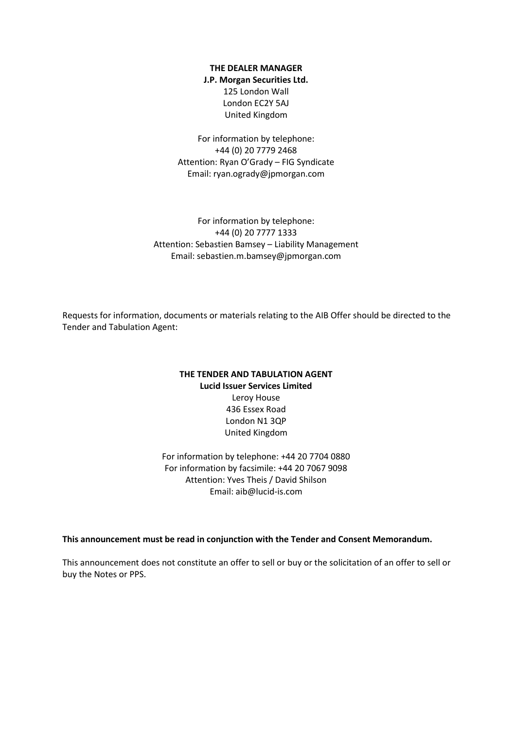**THE DEALER MANAGER**

**J.P. Morgan Securities Ltd.**

125 London Wall
London EC2Y 5AJ
United Kingdom

For information by telephone:
+44 (0) 20 7779 2468
Attention: Ryan O'Grady – FIG Syndicate
Email: ryan.ogrady@jpmorgan.com

For information by telephone:
+44 (0) 20 7777 1333
Attention: Sebastien Bamsey – Liability Management
Email: sebastien.m.bamsey@jpmorgan.com

Requests for information, documents or materials relating to the AIB Offer should be directed to the Tender and Tabulation Agent:

**THE TENDER AND TABULATION AGENT**

**Lucid Issuer Services Limited**

Leroy House
436 Essex Road
London N1 3QP
United Kingdom

For information by telephone: +44 20 7704 0880
For information by facsimile: +44 20 7067 9098
Attention: Yves Theis / David Shilson
Email: aib@lucid-is.com

**This announcement must be read in conjunction with the Tender and Consent Memorandum.**

This announcement does not constitute an offer to sell or buy or the solicitation of an offer to sell or buy the Notes or PPS.